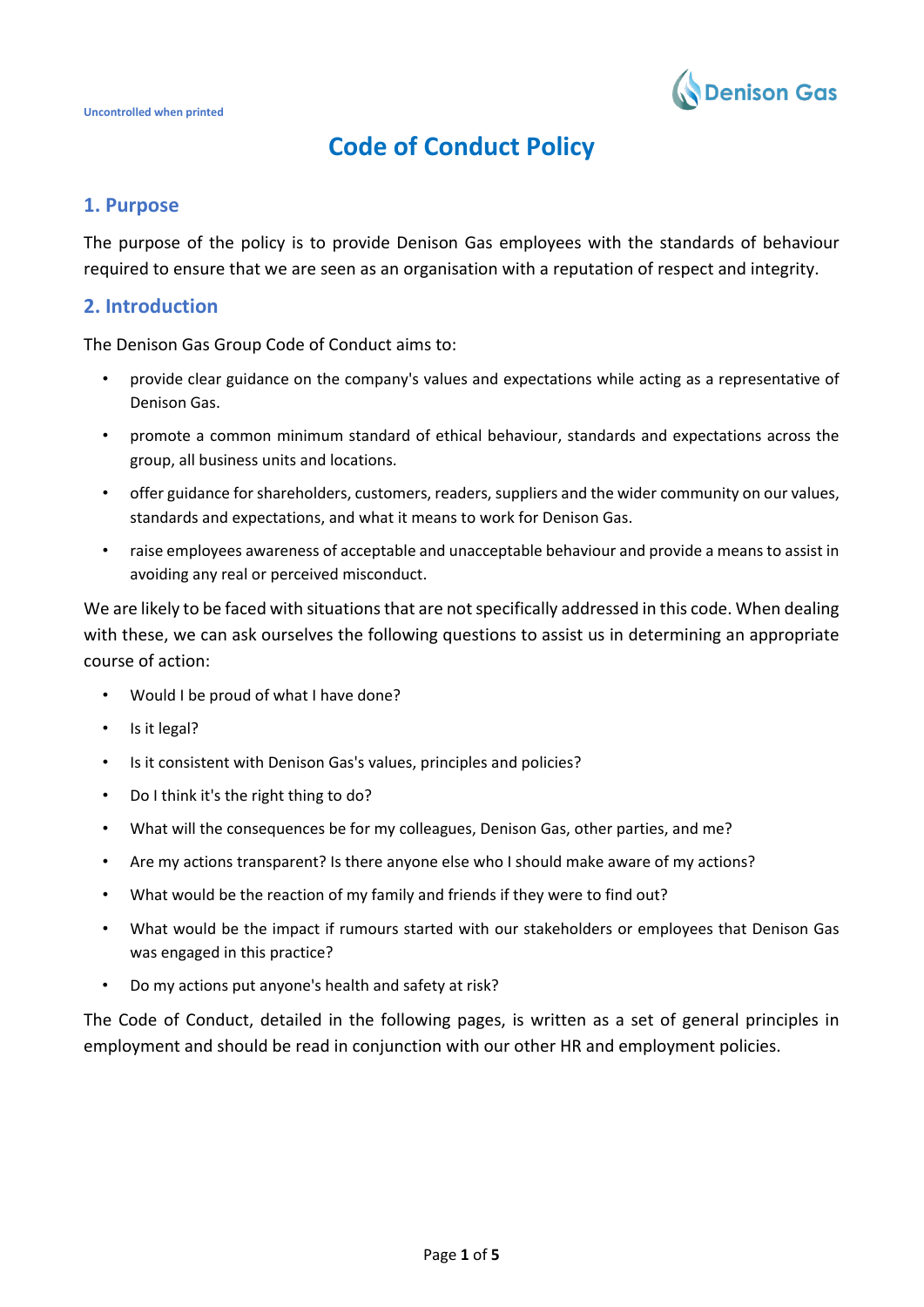Uncontrolled when printed

# Code of Conduct Policy

## 1. Purpose

The purpose of the policy is to provide Denison Gas employees with the standards of behaviour required to ensure that we are seen as an organisation with a reputation of respect and integrity.

## 2. Introduction

The Denison Gas Group Code of Conduct aims to:

- provide clear guidance on the company's values and expectations while acting as a representative of Denison Gas.
- promote a common minimum standard of ethical behaviour, standards and expectations across the group, all business units and locations.
- offer guidance for shareholders, customers, readers, suppliers and the wider community on our values, standards and expectations, and what it means to work for Denison Gas.
- raise employees awareness of acceptable and unacceptable behaviour and provide a means to assist in avoiding any real or perceived misconduct.

We are likely to be faced with situations that are not specifically addressed in this code. When dealing with these, we can ask ourselves the following questions to assist us in determining an appropriate course of action:

- Would I be proud of what I have done?
- Is it legal?
- Is it consistent with Denison Gas's values, principles and policies?
- Do I think it's the right thing to do?
- What will the consequences be for my colleagues, Denison Gas, other parties, and me?
- Are my actions transparent? Is there anyone else who I should make aware of my actions?
- What would be the reaction of my family and friends if they were to find out?
- What would be the impact if rumours started with our stakeholders or employees that Denison Gas was engaged in this practice?
- Do my actions put anyone's health and safety at risk?

The Code of Conduct, detailed in the following pages, is written as a set of general principles in employment and should be read in conjunction with our other HR and employment policies.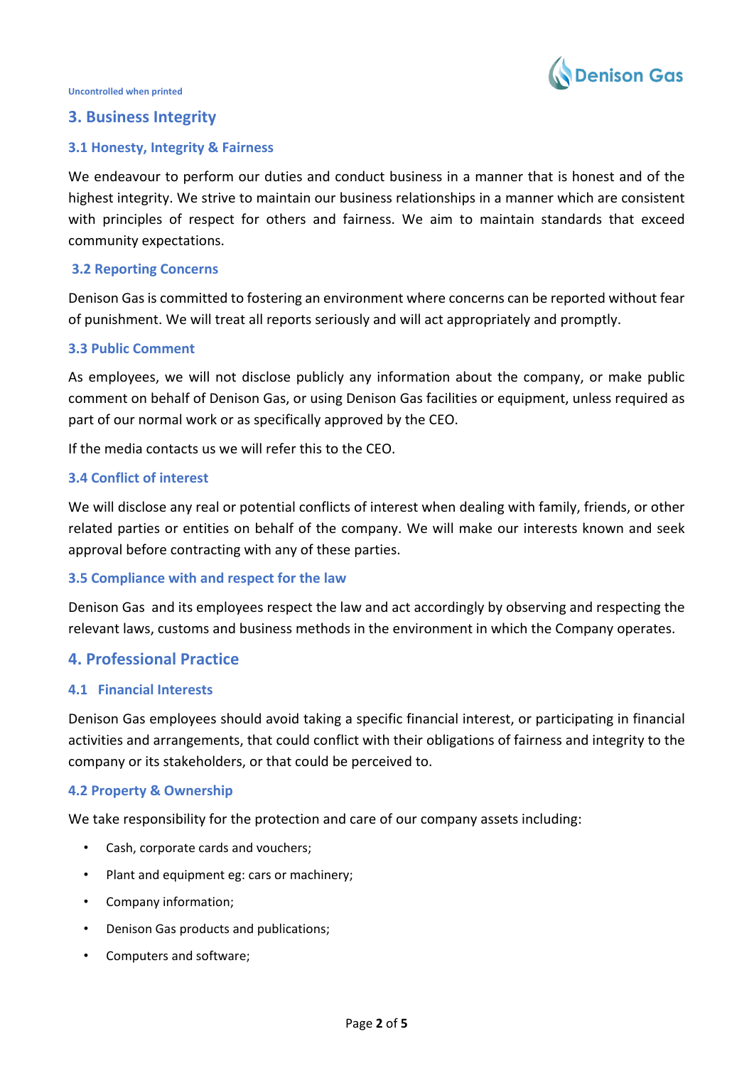## 3. Business Integrity

### 3.1 Honesty, Integrity & Fairness

We endeavour to perform our duties and conduct business in a manner that is honest and of the highest integrity. We strive to maintain our business relationships in a manner which are consistent with principles of respect for others and fairness. We aim to maintain standards that exceed community expectations.

### 3.2 Reporting Concerns

Denison Gas is committed to fostering an environment where concerns can be reported without fear of punishment. We will treat all reports seriously and will act appropriately and promptly.

### 3.3 Public Comment

As employees, we will not disclose publicly any information about the company, or make public comment on behalf of Denison Gas, or using Denison Gas facilities or equipment, unless required as part of our normal work or as specifically approved by the CEO.

If the media contacts us we will refer this to the CEO.

### 3.4 Conflict of interest

We will disclose any real or potential conflicts of interest when dealing with family, friends, or other related parties or entities on behalf of the company. We will make our interests known and seek approval before contracting with any of these parties.

### 3.5 Compliance with and respect for the law

Denison Gas and its employees respect the law and act accordingly by observing and respecting the relevant laws, customs and business methods in the environment in which the Company operates.

## 4. Professional Practice

### 4.1 Financial Interests

Denison Gas employees should avoid taking a specific financial interest, or participating in financial activities and arrangements, that could conflict with their obligations of fairness and integrity to the company or its stakeholders, or that could be perceived to.

### 4.2 Property & Ownership

We take responsibility for the protection and care of our company assets including:

- Cash, corporate cards and vouchers;
- Plant and equipment eg: cars or machinery;
- Company information;
- Denison Gas products and publications;
- Computers and software;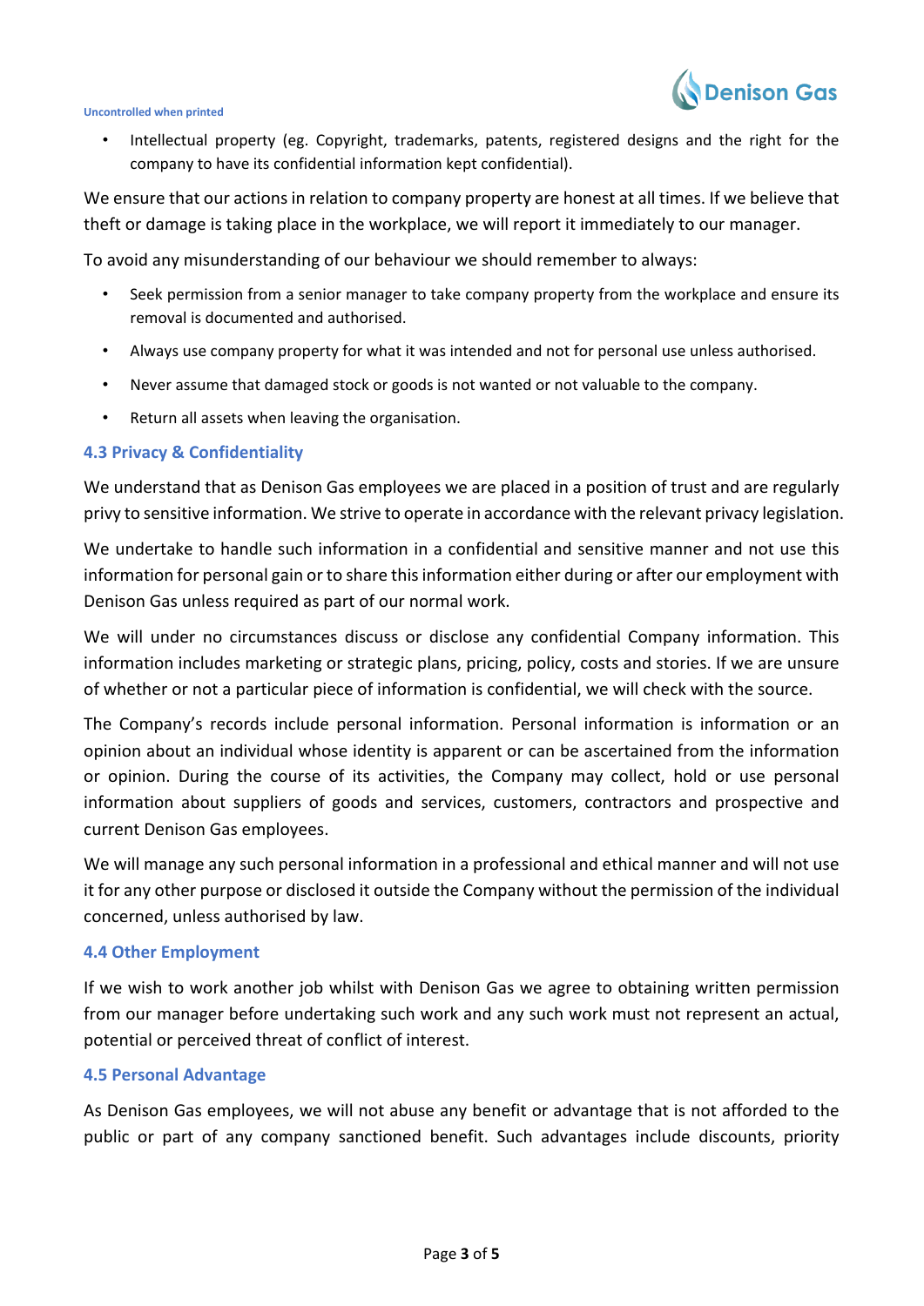- Intellectual property (eg. Copyright, trademarks, patents, registered designs and the right for the company to have its confidential information kept confidential).

We ensure that our actions in relation to company property are honest at all times. If we believe that theft or damage is taking place in the workplace, we will report it immediately to our manager.

To avoid any misunderstanding of our behaviour we should remember to always:

- Seek permission from a senior manager to take company property from the workplace and ensure its removal is documented and authorised.
- Always use company property for what it was intended and not for personal use unless authorised.
- Never assume that damaged stock or goods is not wanted or not valuable to the company.
- Return all assets when leaving the organisation.

### 4.3 Privacy & Confidentiality

We understand that as Denison Gas employees we are placed in a position of trust and are regularly privy to sensitive information. We strive to operate in accordance with the relevant privacy legislation.

We undertake to handle such information in a confidential and sensitive manner and not use this information for personal gain or to share this information either during or after our employment with Denison Gas unless required as part of our normal work.

We will under no circumstances discuss or disclose any confidential Company information. This information includes marketing or strategic plans, pricing, policy, costs and stories. If we are unsure of whether or not a particular piece of information is confidential, we will check with the source.

The Company's records include personal information. Personal information is information or an opinion about an individual whose identity is apparent or can be ascertained from the information or opinion. During the course of its activities, the Company may collect, hold or use personal information about suppliers of goods and services, customers, contractors and prospective and current Denison Gas employees.

We will manage any such personal information in a professional and ethical manner and will not use it for any other purpose or disclosed it outside the Company without the permission of the individual concerned, unless authorised by law.

### 4.4 Other Employment

If we wish to work another job whilst with Denison Gas we agree to obtaining written permission from our manager before undertaking such work and any such work must not represent an actual, potential or perceived threat of conflict of interest.

### 4.5 Personal Advantage

As Denison Gas employees, we will not abuse any benefit or advantage that is not afforded to the public or part of any company sanctioned benefit. Such advantages include discounts, priority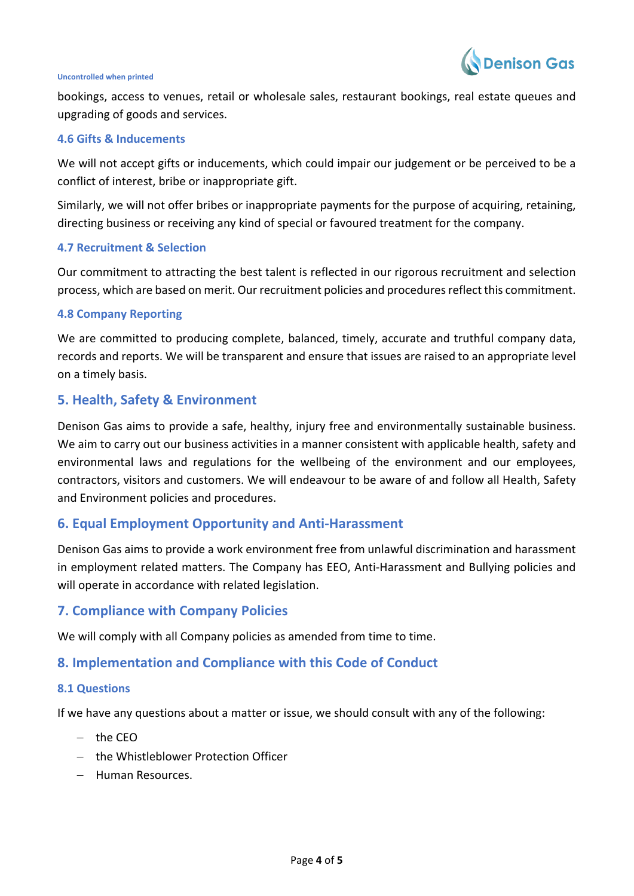bookings, access to venues, retail or wholesale sales, restaurant bookings, real estate queues and upgrading of goods and services.

### 4.6 Gifts & Inducements

We will not accept gifts or inducements, which could impair our judgement or be perceived to be a conflict of interest, bribe or inappropriate gift.

Similarly, we will not offer bribes or inappropriate payments for the purpose of acquiring, retaining, directing business or receiving any kind of special or favoured treatment for the company.

### 4.7 Recruitment & Selection

Our commitment to attracting the best talent is reflected in our rigorous recruitment and selection process, which are based on merit. Our recruitment policies and procedures reflect this commitment.

### 4.8 Company Reporting

We are committed to producing complete, balanced, timely, accurate and truthful company data, records and reports. We will be transparent and ensure that issues are raised to an appropriate level on a timely basis.

## 5. Health, Safety & Environment

Denison Gas aims to provide a safe, healthy, injury free and environmentally sustainable business. We aim to carry out our business activities in a manner consistent with applicable health, safety and environmental laws and regulations for the wellbeing of the environment and our employees, contractors, visitors and customers. We will endeavour to be aware of and follow all Health, Safety and Environment policies and procedures.

## 6. Equal Employment Opportunity and Anti-Harassment

Denison Gas aims to provide a work environment free from unlawful discrimination and harassment in employment related matters. The Company has EEO, Anti-Harassment and Bullying policies and will operate in accordance with related legislation.

## 7. Compliance with Company Policies

We will comply with all Company policies as amended from time to time.

## 8. Implementation and Compliance with this Code of Conduct

### 8.1 Questions

If we have any questions about a matter or issue, we should consult with any of the following:

- the CEO
- the Whistleblower Protection Officer
- Human Resources.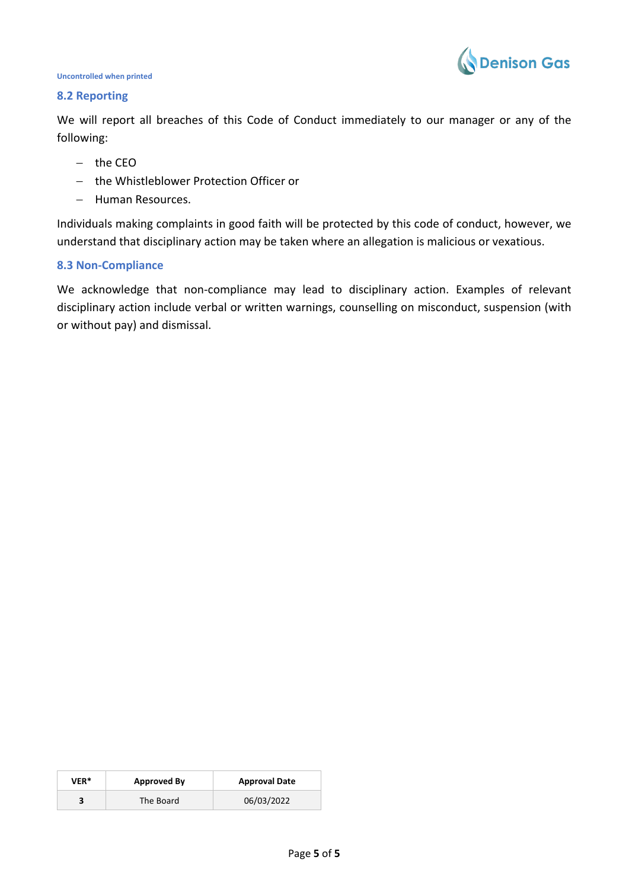Uncontrolled when printed

### 8.2 Reporting

We will report all breaches of this Code of Conduct immediately to our manager or any of the following:

- the CEO
- the Whistleblower Protection Officer or
- Human Resources.

Individuals making complaints in good faith will be protected by this code of conduct, however, we understand that disciplinary action may be taken where an allegation is malicious or vexatious.

### 8.3 Non-Compliance

We acknowledge that non-compliance may lead to disciplinary action. Examples of relevant disciplinary action include verbal or written warnings, counselling on misconduct, suspension (with or without pay) and dismissal.

| VER* | Approved By | Approval Date |
| --- | --- | --- |
| **3** | The Board | 06/03/2022 |